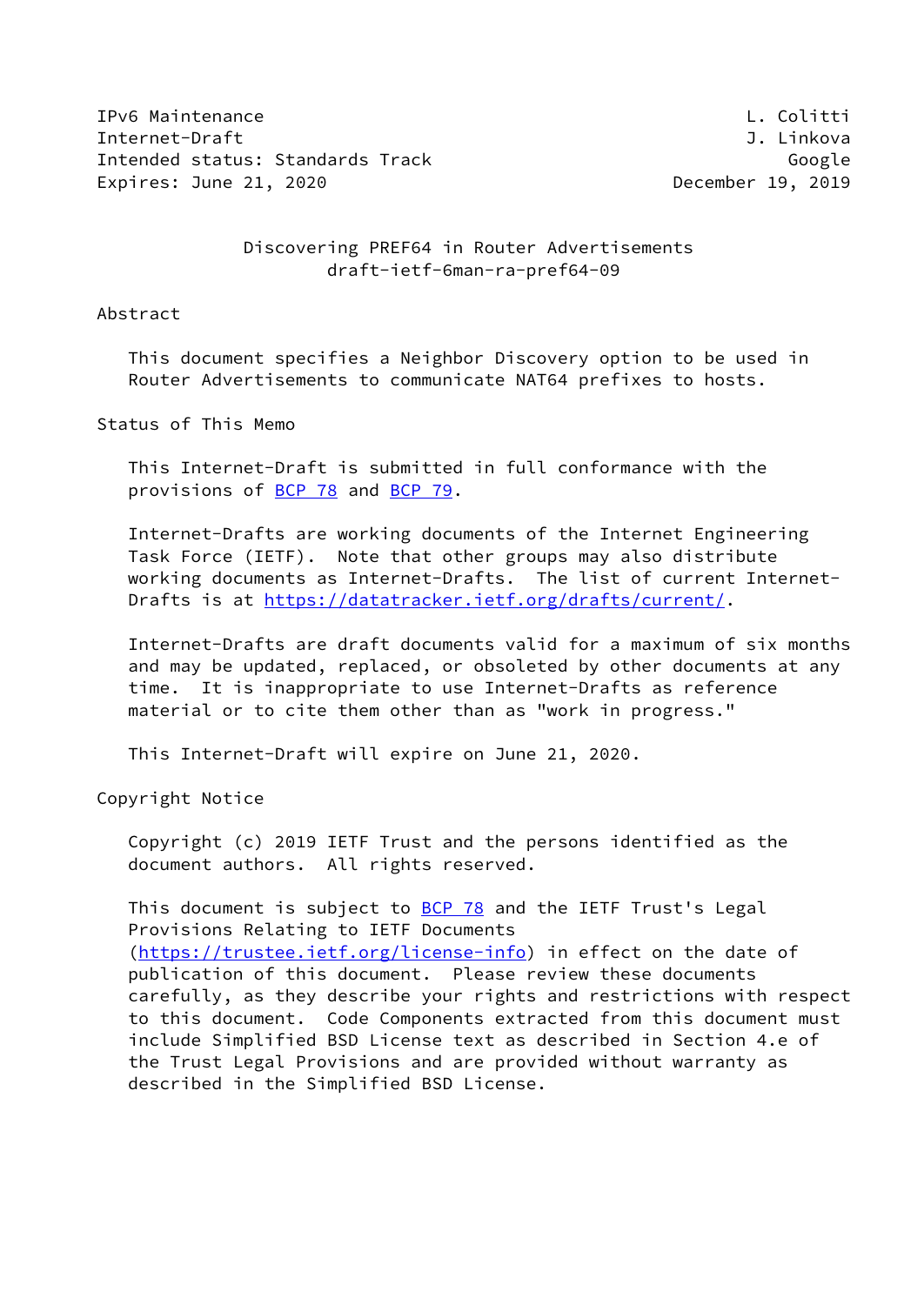IPv6 Maintenance L. Colitti
Internet-Draft J. Linkova
Intended status: Standards Track Google
Expires: June 21, 2020 December 19, 2019

# Discovering PREF64 in Router Advertisements
draft-ietf-6man-ra-pref64-09

## Abstract

This document specifies a Neighbor Discovery option to be used in Router Advertisements to communicate NAT64 prefixes to hosts.

## Status of This Memo

This Internet-Draft is submitted in full conformance with the provisions of BCP 78 and BCP 79.

Internet-Drafts are working documents of the Internet Engineering Task Force (IETF). Note that other groups may also distribute working documents as Internet-Drafts. The list of current Internet-Drafts is at https://datatracker.ietf.org/drafts/current/.

Internet-Drafts are draft documents valid for a maximum of six months and may be updated, replaced, or obsoleted by other documents at any time. It is inappropriate to use Internet-Drafts as reference material or to cite them other than as "work in progress."

This Internet-Draft will expire on June 21, 2020.

## Copyright Notice

Copyright (c) 2019 IETF Trust and the persons identified as the document authors. All rights reserved.

This document is subject to BCP 78 and the IETF Trust's Legal Provisions Relating to IETF Documents (https://trustee.ietf.org/license-info) in effect on the date of publication of this document. Please review these documents carefully, as they describe your rights and restrictions with respect to this document. Code Components extracted from this document must include Simplified BSD License text as described in Section 4.e of the Trust Legal Provisions and are provided without warranty as described in the Simplified BSD License.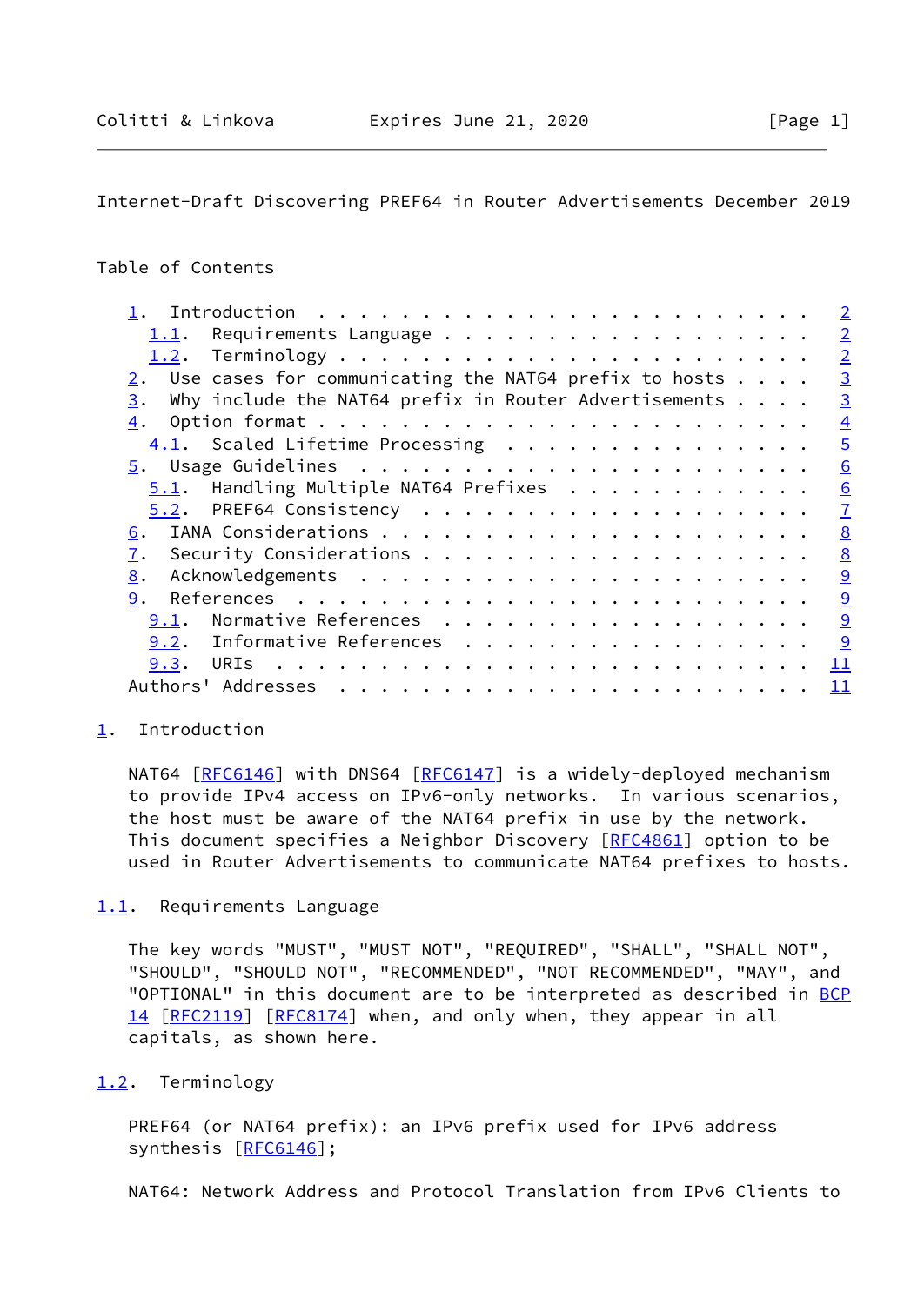Internet-Draft Discovering PREF64 in Router Advertisements December 2019

Table of Contents

- 1. Introduction . . . . . . . . . . . . . . . . . . . . . . . . 2
  - 1.1. Requirements Language . . . . . . . . . . . . . . . . . . 2
  - 1.2. Terminology . . . . . . . . . . . . . . . . . . . . . . . 2
- 2. Use cases for communicating the NAT64 prefix to hosts . . . . 3
- 3. Why include the NAT64 prefix in Router Advertisements . . . . 3
- 4. Option format . . . . . . . . . . . . . . . . . . . . . . . . 4
  - 4.1. Scaled Lifetime Processing . . . . . . . . . . . . . . . 5
- 5. Usage Guidelines . . . . . . . . . . . . . . . . . . . . . . 6
  - 5.1. Handling Multiple NAT64 Prefixes . . . . . . . . . . . . 6
  - 5.2. PREF64 Consistency . . . . . . . . . . . . . . . . . . . 7
- 6. IANA Considerations . . . . . . . . . . . . . . . . . . . . . 8
- 7. Security Considerations . . . . . . . . . . . . . . . . . . . 8
- 8. Acknowledgements . . . . . . . . . . . . . . . . . . . . . . 9
- 9. References . . . . . . . . . . . . . . . . . . . . . . . . . 9
  - 9.1. Normative References . . . . . . . . . . . . . . . . . . 9
  - 9.2. Informative References . . . . . . . . . . . . . . . . . 9
  - 9.3. URIs . . . . . . . . . . . . . . . . . . . . . . . . . . 11
- Authors' Addresses . . . . . . . . . . . . . . . . . . . . . . . 11

## 1. Introduction

NAT64 [RFC6146] with DNS64 [RFC6147] is a widely-deployed mechanism to provide IPv4 access on IPv6-only networks. In various scenarios, the host must be aware of the NAT64 prefix in use by the network. This document specifies a Neighbor Discovery [RFC4861] option to be used in Router Advertisements to communicate NAT64 prefixes to hosts.

### 1.1. Requirements Language

The key words "MUST", "MUST NOT", "REQUIRED", "SHALL", "SHALL NOT", "SHOULD", "SHOULD NOT", "RECOMMENDED", "NOT RECOMMENDED", "MAY", and "OPTIONAL" in this document are to be interpreted as described in BCP 14 [RFC2119] [RFC8174] when, and only when, they appear in all capitals, as shown here.

### 1.2. Terminology

PREF64 (or NAT64 prefix): an IPv6 prefix used for IPv6 address synthesis [RFC6146];

NAT64: Network Address and Protocol Translation from IPv6 Clients to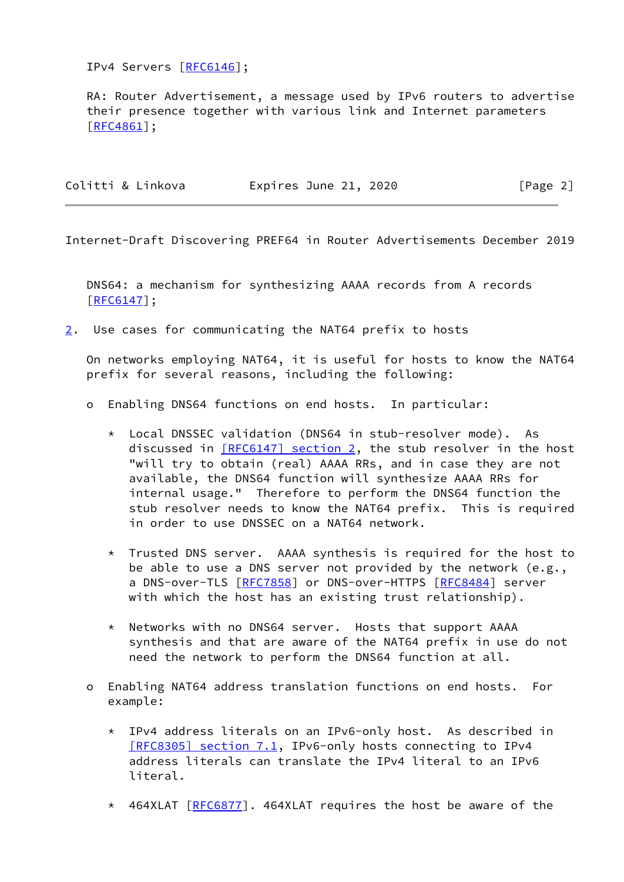IPv4 Servers [RFC6146];

RA: Router Advertisement, a message used by IPv6 routers to advertise their presence together with various link and Internet parameters [RFC4861];

DNS64: a mechanism for synthesizing AAAA records from A records [RFC6147];

## 2. Use cases for communicating the NAT64 prefix to hosts

On networks employing NAT64, it is useful for hosts to know the NAT64 prefix for several reasons, including the following:

- Enabling DNS64 functions on end hosts. In particular:

  * Local DNSSEC validation (DNS64 in stub-resolver mode). As discussed in [RFC6147] section 2, the stub resolver in the host "will try to obtain (real) AAAA RRs, and in case they are not available, the DNS64 function will synthesize AAAA RRs for internal usage." Therefore to perform the DNS64 function the stub resolver needs to know the NAT64 prefix. This is required in order to use DNSSEC on a NAT64 network.

  * Trusted DNS server. AAAA synthesis is required for the host to be able to use a DNS server not provided by the network (e.g., a DNS-over-TLS [RFC7858] or DNS-over-HTTPS [RFC8484] server with which the host has an existing trust relationship).

  * Networks with no DNS64 server. Hosts that support AAAA synthesis and that are aware of the NAT64 prefix in use do not need the network to perform the DNS64 function at all.

- Enabling NAT64 address translation functions on end hosts. For example:

  * IPv4 address literals on an IPv6-only host. As described in [RFC8305] section 7.1, IPv6-only hosts connecting to IPv4 address literals can translate the IPv4 literal to an IPv6 literal.

  * 464XLAT [RFC6877]. 464XLAT requires the host be aware of the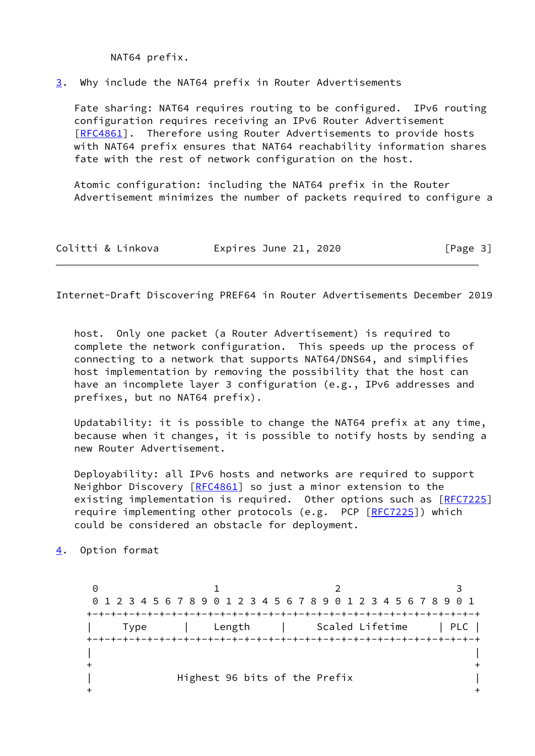NAT64 prefix.

## 3. Why include the NAT64 prefix in Router Advertisements

Fate sharing: NAT64 requires routing to be configured. IPv6 routing configuration requires receiving an IPv6 Router Advertisement [RFC4861]. Therefore using Router Advertisements to provide hosts with NAT64 prefix ensures that NAT64 reachability information shares fate with the rest of network configuration on the host.

Atomic configuration: including the NAT64 prefix in the Router Advertisement minimizes the number of packets required to configure a host. Only one packet (a Router Advertisement) is required to complete the network configuration. This speeds up the process of connecting to a network that supports NAT64/DNS64, and simplifies host implementation by removing the possibility that the host can have an incomplete layer 3 configuration (e.g., IPv6 addresses and prefixes, but no NAT64 prefix).

Updatability: it is possible to change the NAT64 prefix at any time, because when it changes, it is possible to notify hosts by sending a new Router Advertisement.

Deployability: all IPv6 hosts and networks are required to support Neighbor Discovery [RFC4861] so just a minor extension to the existing implementation is required. Other options such as [RFC7225] require implementing other protocols (e.g. PCP [RFC7225]) which could be considered an obstacle for deployment.

## 4. Option format

```
 0                   1                   2                   3
 0 1 2 3 4 5 6 7 8 9 0 1 2 3 4 5 6 7 8 9 0 1 2 3 4 5 6 7 8 9 0 1
+-+-+-+-+-+-+-+-+-+-+-+-+-+-+-+-+-+-+-+-+-+-+-+-+-+-+-+-+-+-+-+-+
|     Type      |    Length     |     Scaled Lifetime     | PLC |
+-+-+-+-+-+-+-+-+-+-+-+-+-+-+-+-+-+-+-+-+-+-+-+-+-+-+-+-+-+-+-+-+
|                                                               |
+                                                               +
|              Highest 96 bits of the Prefix                    |
+                                                               +
```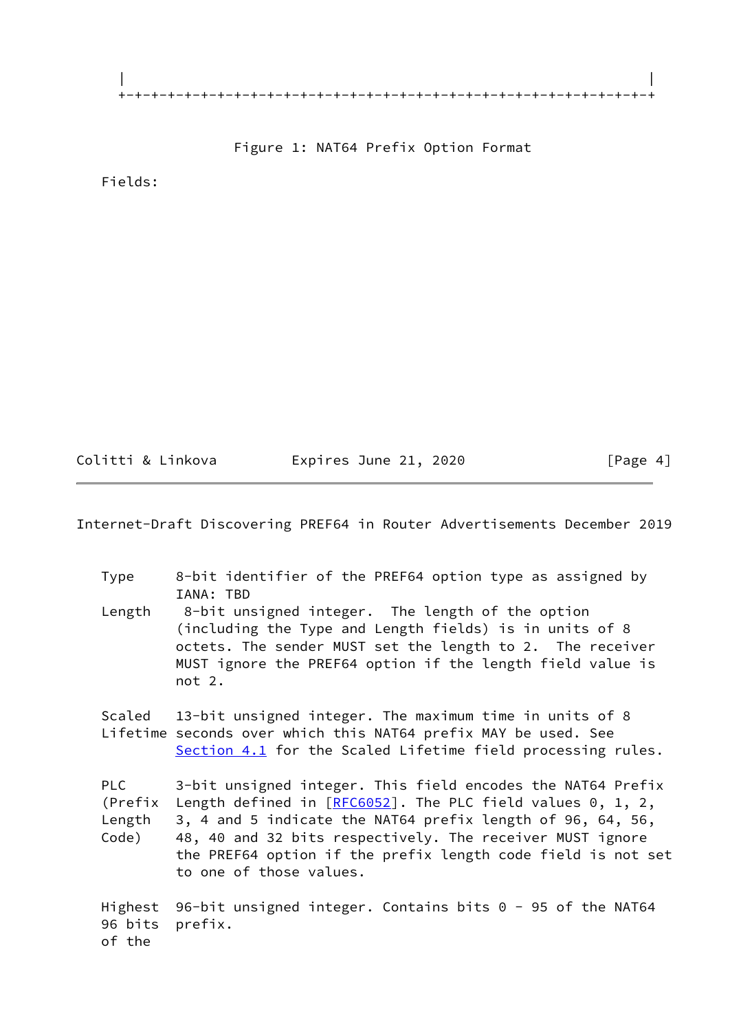```
 |                                                               |
 +-+-+-+-+-+-+-+-+-+-+-+-+-+-+-+-+-+-+-+-+-+-+-+-+-+-+-+-+-+-+-+-+
```

Figure 1: NAT64 Prefix Option Format

Fields:

Type
: 8-bit identifier of the PREF64 option type as assigned by IANA: TBD

Length
: 8-bit unsigned integer. The length of the option (including the Type and Length fields) is in units of 8 octets. The sender MUST set the length to 2. The receiver MUST ignore the PREF64 option if the length field value is not 2.

Scaled Lifetime
: 13-bit unsigned integer. The maximum time in units of 8 seconds over which this NAT64 prefix MAY be used. See Section 4.1 for the Scaled Lifetime field processing rules.

PLC (Prefix Length Code)
: 3-bit unsigned integer. This field encodes the NAT64 Prefix Length defined in [RFC6052]. The PLC field values 0, 1, 2, 3, 4 and 5 indicate the NAT64 prefix length of 96, 64, 56, 48, 40 and 32 bits respectively. The receiver MUST ignore the PREF64 option if the prefix length code field is not set to one of those values.

Highest 96 bits of the
: 96-bit unsigned integer. Contains bits 0 - 95 of the NAT64 prefix.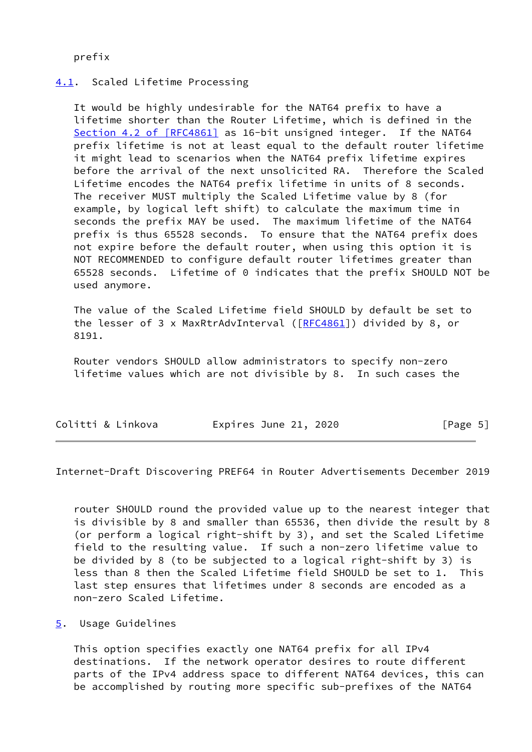prefix

### 4.1. Scaled Lifetime Processing

It would be highly undesirable for the NAT64 prefix to have a lifetime shorter than the Router Lifetime, which is defined in the Section 4.2 of [RFC4861] as 16-bit unsigned integer. If the NAT64 prefix lifetime is not at least equal to the default router lifetime it might lead to scenarios when the NAT64 prefix lifetime expires before the arrival of the next unsolicited RA. Therefore the Scaled Lifetime encodes the NAT64 prefix lifetime in units of 8 seconds. The receiver MUST multiply the Scaled Lifetime value by 8 (for example, by logical left shift) to calculate the maximum time in seconds the prefix MAY be used. The maximum lifetime of the NAT64 prefix is thus 65528 seconds. To ensure that the NAT64 prefix does not expire before the default router, when using this option it is NOT RECOMMENDED to configure default router lifetimes greater than 65528 seconds. Lifetime of 0 indicates that the prefix SHOULD NOT be used anymore.

The value of the Scaled Lifetime field SHOULD by default be set to the lesser of 3 x MaxRtrAdvInterval ([RFC4861]) divided by 8, or 8191.

Router vendors SHOULD allow administrators to specify non-zero lifetime values which are not divisible by 8. In such cases the router SHOULD round the provided value up to the nearest integer that is divisible by 8 and smaller than 65536, then divide the result by 8 (or perform a logical right-shift by 3), and set the Scaled Lifetime field to the resulting value. If such a non-zero lifetime value to be divided by 8 (to be subjected to a logical right-shift by 3) is less than 8 then the Scaled Lifetime field SHOULD be set to 1. This last step ensures that lifetimes under 8 seconds are encoded as a non-zero Scaled Lifetime.

## 5. Usage Guidelines

This option specifies exactly one NAT64 prefix for all IPv4 destinations. If the network operator desires to route different parts of the IPv4 address space to different NAT64 devices, this can be accomplished by routing more specific sub-prefixes of the NAT64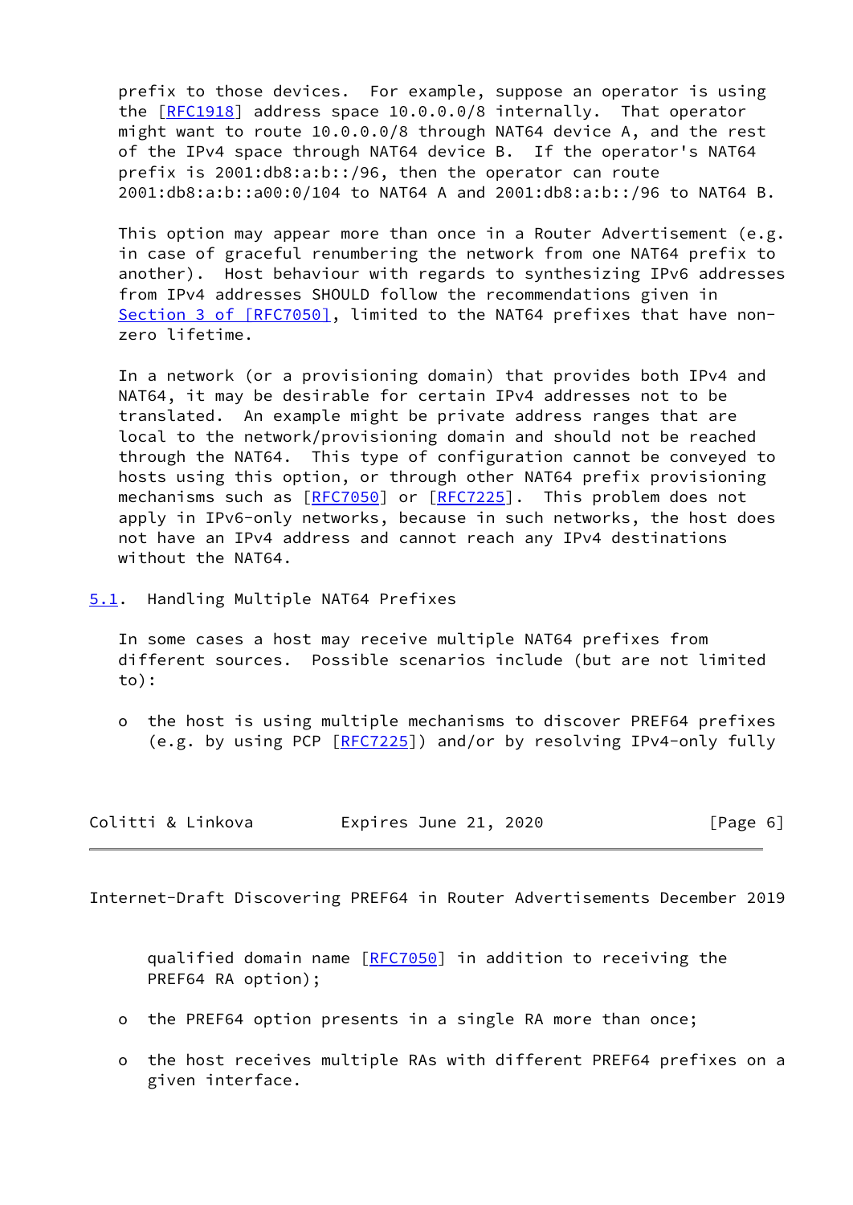prefix to those devices. For example, suppose an operator is using the [RFC1918] address space 10.0.0.0/8 internally. That operator might want to route 10.0.0.0/8 through NAT64 device A, and the rest of the IPv4 space through NAT64 device B. If the operator's NAT64 prefix is 2001:db8:a:b::/96, then the operator can route 2001:db8:a:b::a00:0/104 to NAT64 A and 2001:db8:a:b::/96 to NAT64 B.

This option may appear more than once in a Router Advertisement (e.g. in case of graceful renumbering the network from one NAT64 prefix to another). Host behaviour with regards to synthesizing IPv6 addresses from IPv4 addresses SHOULD follow the recommendations given in Section 3 of [RFC7050], limited to the NAT64 prefixes that have non-zero lifetime.

In a network (or a provisioning domain) that provides both IPv4 and NAT64, it may be desirable for certain IPv4 addresses not to be translated. An example might be private address ranges that are local to the network/provisioning domain and should not be reached through the NAT64. This type of configuration cannot be conveyed to hosts using this option, or through other NAT64 prefix provisioning mechanisms such as [RFC7050] or [RFC7225]. This problem does not apply in IPv6-only networks, because in such networks, the host does not have an IPv4 address and cannot reach any IPv4 destinations without the NAT64.

## 5.1. Handling Multiple NAT64 Prefixes

In some cases a host may receive multiple NAT64 prefixes from different sources. Possible scenarios include (but are not limited to):

- the host is using multiple mechanisms to discover PREF64 prefixes (e.g. by using PCP [RFC7225]) and/or by resolving IPv4-only fully qualified domain name [RFC7050] in addition to receiving the PREF64 RA option);
- the PREF64 option presents in a single RA more than once;
- the host receives multiple RAs with different PREF64 prefixes on a given interface.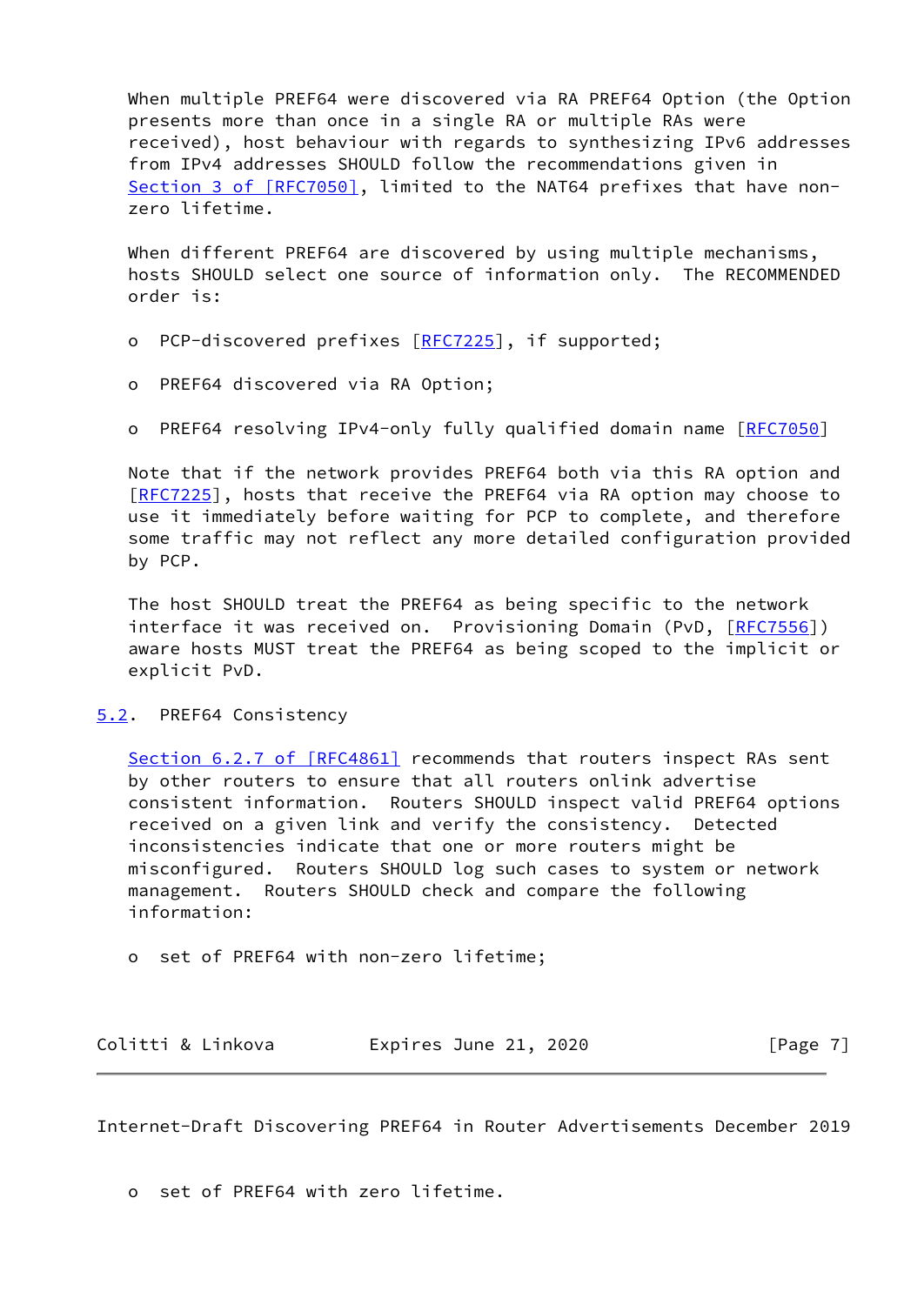When multiple PREF64 were discovered via RA PREF64 Option (the Option presents more than once in a single RA or multiple RAs were received), host behaviour with regards to synthesizing IPv6 addresses from IPv4 addresses SHOULD follow the recommendations given in Section 3 of [RFC7050], limited to the NAT64 prefixes that have non-zero lifetime.

When different PREF64 are discovered by using multiple mechanisms, hosts SHOULD select one source of information only. The RECOMMENDED order is:

- PCP-discovered prefixes [RFC7225], if supported;
- PREF64 discovered via RA Option;
- PREF64 resolving IPv4-only fully qualified domain name [RFC7050]

Note that if the network provides PREF64 both via this RA option and [RFC7225], hosts that receive the PREF64 via RA option may choose to use it immediately before waiting for PCP to complete, and therefore some traffic may not reflect any more detailed configuration provided by PCP.

The host SHOULD treat the PREF64 as being specific to the network interface it was received on. Provisioning Domain (PvD, [RFC7556]) aware hosts MUST treat the PREF64 as being scoped to the implicit or explicit PvD.

## 5.2. PREF64 Consistency

Section 6.2.7 of [RFC4861] recommends that routers inspect RAs sent by other routers to ensure that all routers onlink advertise consistent information. Routers SHOULD inspect valid PREF64 options received on a given link and verify the consistency. Detected inconsistencies indicate that one or more routers might be misconfigured. Routers SHOULD log such cases to system or network management. Routers SHOULD check and compare the following information:

- set of PREF64 with non-zero lifetime;
- set of PREF64 with zero lifetime.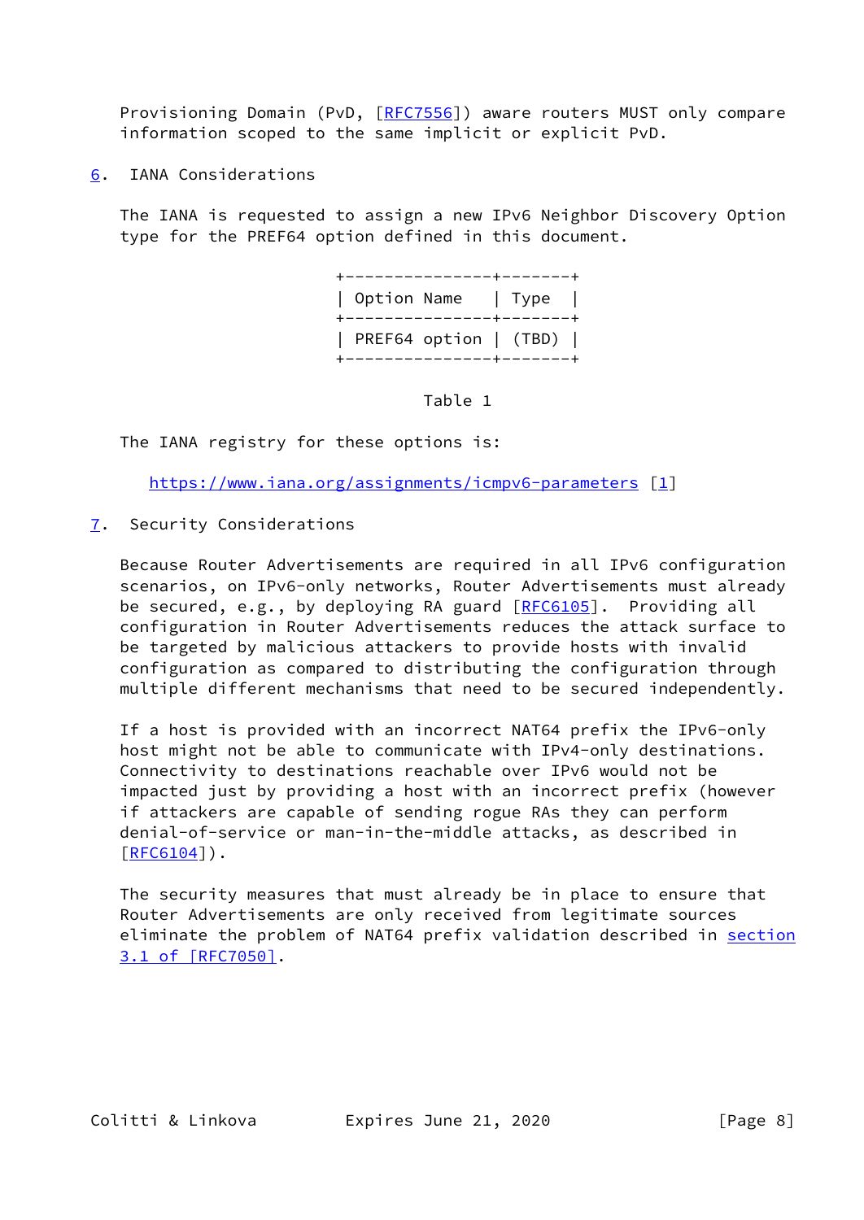Provisioning Domain (PvD, [RFC7556]) aware routers MUST only compare information scoped to the same implicit or explicit PvD.

## 6. IANA Considerations

The IANA is requested to assign a new IPv6 Neighbor Discovery Option type for the PREF64 option defined in this document.

| Option Name | Type |
| --- | --- |
| PREF64 option | (TBD) |

Table 1

The IANA registry for these options is:

https://www.iana.org/assignments/icmpv6-parameters [1]

## 7. Security Considerations

Because Router Advertisements are required in all IPv6 configuration scenarios, on IPv6-only networks, Router Advertisements must already be secured, e.g., by deploying RA guard [RFC6105]. Providing all configuration in Router Advertisements reduces the attack surface to be targeted by malicious attackers to provide hosts with invalid configuration as compared to distributing the configuration through multiple different mechanisms that need to be secured independently.

If a host is provided with an incorrect NAT64 prefix the IPv6-only host might not be able to communicate with IPv4-only destinations. Connectivity to destinations reachable over IPv6 would not be impacted just by providing a host with an incorrect prefix (however if attackers are capable of sending rogue RAs they can perform denial-of-service or man-in-the-middle attacks, as described in [RFC6104]).

The security measures that must already be in place to ensure that Router Advertisements are only received from legitimate sources eliminate the problem of NAT64 prefix validation described in section 3.1 of [RFC7050].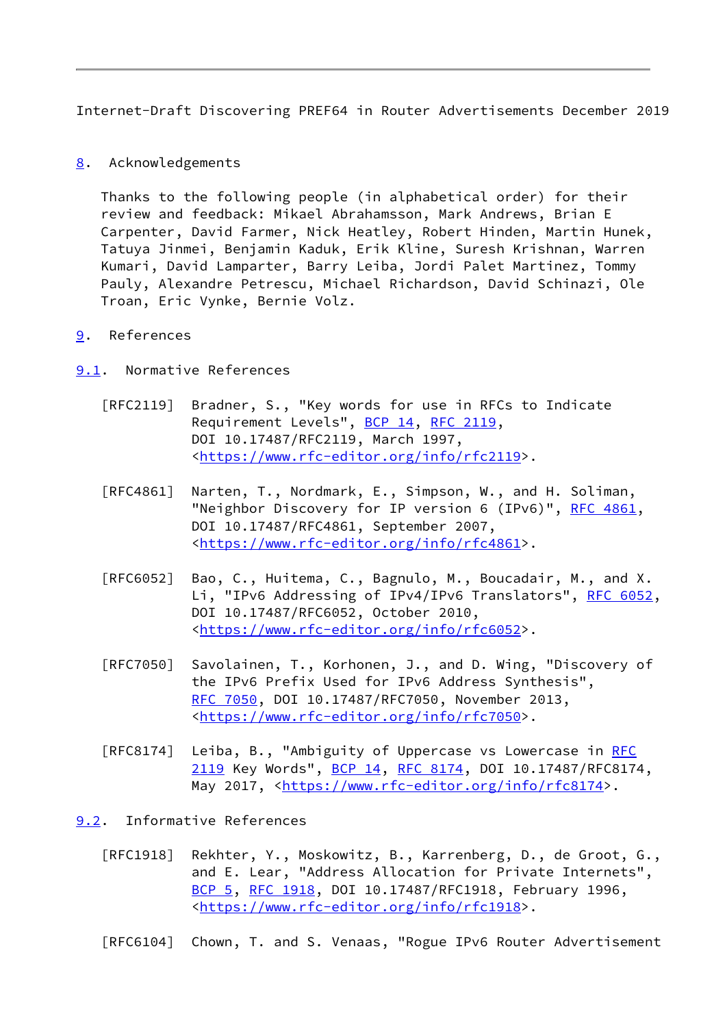## 8. Acknowledgements

Thanks to the following people (in alphabetical order) for their review and feedback: Mikael Abrahamsson, Mark Andrews, Brian E Carpenter, David Farmer, Nick Heatley, Robert Hinden, Martin Hunek, Tatuya Jinmei, Benjamin Kaduk, Erik Kline, Suresh Krishnan, Warren Kumari, David Lamparter, Barry Leiba, Jordi Palet Martinez, Tommy Pauly, Alexandre Petrescu, Michael Richardson, David Schinazi, Ole Troan, Eric Vynke, Bernie Volz.

## 9. References

### 9.1. Normative References

[RFC2119] Bradner, S., "Key words for use in RFCs to Indicate Requirement Levels", BCP 14, RFC 2119, DOI 10.17487/RFC2119, March 1997, <https://www.rfc-editor.org/info/rfc2119>.

[RFC4861] Narten, T., Nordmark, E., Simpson, W., and H. Soliman, "Neighbor Discovery for IP version 6 (IPv6)", RFC 4861, DOI 10.17487/RFC4861, September 2007, <https://www.rfc-editor.org/info/rfc4861>.

[RFC6052] Bao, C., Huitema, C., Bagnulo, M., Boucadair, M., and X. Li, "IPv6 Addressing of IPv4/IPv6 Translators", RFC 6052, DOI 10.17487/RFC6052, October 2010, <https://www.rfc-editor.org/info/rfc6052>.

[RFC7050] Savolainen, T., Korhonen, J., and D. Wing, "Discovery of the IPv6 Prefix Used for IPv6 Address Synthesis", RFC 7050, DOI 10.17487/RFC7050, November 2013, <https://www.rfc-editor.org/info/rfc7050>.

[RFC8174] Leiba, B., "Ambiguity of Uppercase vs Lowercase in RFC 2119 Key Words", BCP 14, RFC 8174, DOI 10.17487/RFC8174, May 2017, <https://www.rfc-editor.org/info/rfc8174>.

### 9.2. Informative References

[RFC1918] Rekhter, Y., Moskowitz, B., Karrenberg, D., de Groot, G., and E. Lear, "Address Allocation for Private Internets", BCP 5, RFC 1918, DOI 10.17487/RFC1918, February 1996, <https://www.rfc-editor.org/info/rfc1918>.

[RFC6104] Chown, T. and S. Venaas, "Rogue IPv6 Router Advertisement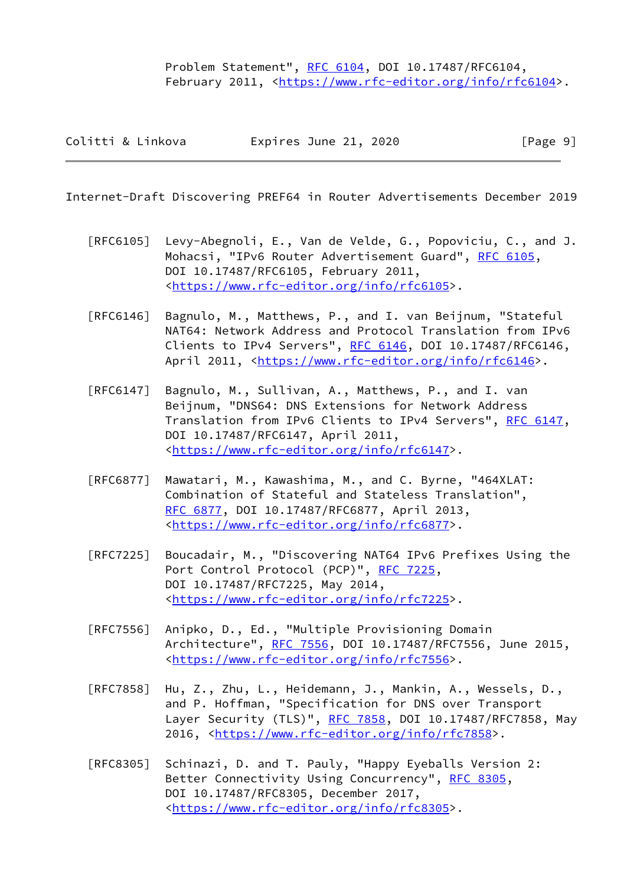Problem Statement", RFC 6104, DOI 10.17487/RFC6104, February 2011, <https://www.rfc-editor.org/info/rfc6104>.

[RFC6105] Levy-Abegnoli, E., Van de Velde, G., Popoviciu, C., and J. Mohacsi, "IPv6 Router Advertisement Guard", RFC 6105, DOI 10.17487/RFC6105, February 2011, <https://www.rfc-editor.org/info/rfc6105>.

[RFC6146] Bagnulo, M., Matthews, P., and I. van Beijnum, "Stateful NAT64: Network Address and Protocol Translation from IPv6 Clients to IPv4 Servers", RFC 6146, DOI 10.17487/RFC6146, April 2011, <https://www.rfc-editor.org/info/rfc6146>.

[RFC6147] Bagnulo, M., Sullivan, A., Matthews, P., and I. van Beijnum, "DNS64: DNS Extensions for Network Address Translation from IPv6 Clients to IPv4 Servers", RFC 6147, DOI 10.17487/RFC6147, April 2011, <https://www.rfc-editor.org/info/rfc6147>.

[RFC6877] Mawatari, M., Kawashima, M., and C. Byrne, "464XLAT: Combination of Stateful and Stateless Translation", RFC 6877, DOI 10.17487/RFC6877, April 2013, <https://www.rfc-editor.org/info/rfc6877>.

[RFC7225] Boucadair, M., "Discovering NAT64 IPv6 Prefixes Using the Port Control Protocol (PCP)", RFC 7225, DOI 10.17487/RFC7225, May 2014, <https://www.rfc-editor.org/info/rfc7225>.

[RFC7556] Anipko, D., Ed., "Multiple Provisioning Domain Architecture", RFC 7556, DOI 10.17487/RFC7556, June 2015, <https://www.rfc-editor.org/info/rfc7556>.

[RFC7858] Hu, Z., Zhu, L., Heidemann, J., Mankin, A., Wessels, D., and P. Hoffman, "Specification for DNS over Transport Layer Security (TLS)", RFC 7858, DOI 10.17487/RFC7858, May 2016, <https://www.rfc-editor.org/info/rfc7858>.

[RFC8305] Schinazi, D. and T. Pauly, "Happy Eyeballs Version 2: Better Connectivity Using Concurrency", RFC 8305, DOI 10.17487/RFC8305, December 2017, <https://www.rfc-editor.org/info/rfc8305>.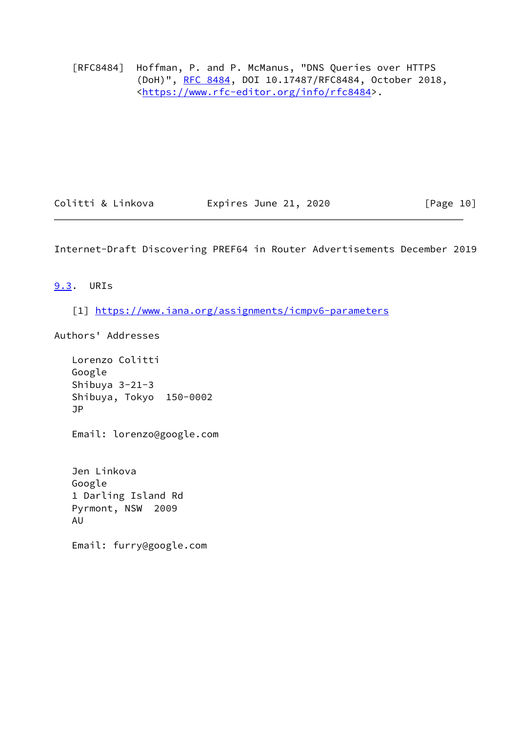[RFC8484] Hoffman, P. and P. McManus, "DNS Queries over HTTPS (DoH)", RFC 8484, DOI 10.17487/RFC8484, October 2018, <https://www.rfc-editor.org/info/rfc8484>.

### 9.3. URIs

[1] https://www.iana.org/assignments/icmpv6-parameters

## Authors' Addresses

Lorenzo Colitti
Google
Shibuya 3-21-3
Shibuya, Tokyo 150-0002
JP

Email: lorenzo@google.com

Jen Linkova
Google
1 Darling Island Rd
Pyrmont, NSW 2009
AU

Email: furry@google.com